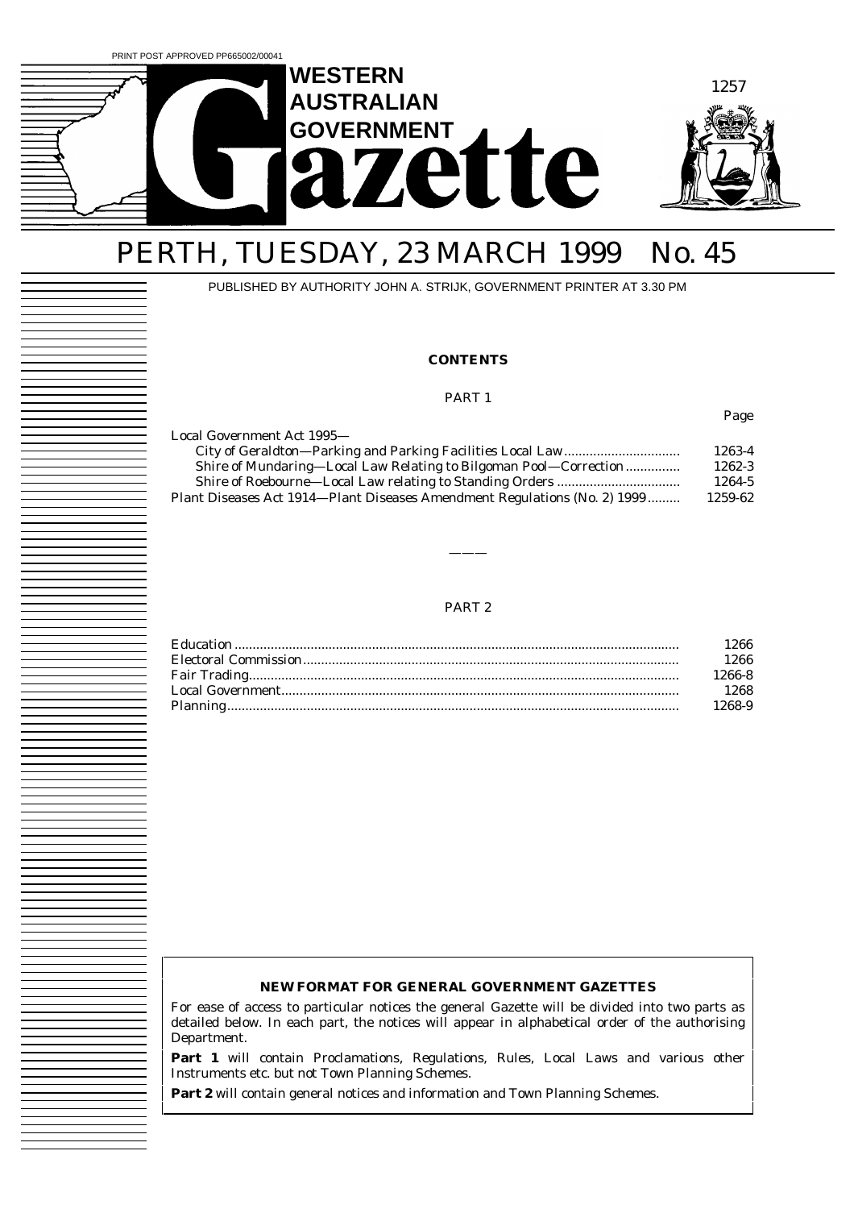PRINT POST APPROVED PP665002/00041

# WESTERN AUSTRALIAN GOVERNMENT Gazette

## PERTH, TUESDAY, 23 MARCH 1999 No. 45

PUBLISHED BY AUTHORITY JOHN A. STRIJK, GOVERNMENT PRINTER AT 3.30 PM

**CONTENTS**

PART 1

| | Page |
|---|---|
| Local Government Act 1995— | |
| City of Geraldton—Parking and Parking Facilities Local Law | 1263-4 |
| Shire of Mundaring—Local Law Relating to Bilgoman Pool—Correction | 1262-3 |
| Shire of Roebourne—Local Law relating to Standing Orders | 1264-5 |
| Plant Diseases Act 1914—Plant Diseases Amendment Regulations (No. 2) 1999 | 1259-62 |

———

PART 2

| | |
|---|---|
| Education | 1266 |
| Electoral Commission | 1266 |
| Fair Trading | 1266-8 |
| Local Government | 1268 |
| Planning | 1268-9 |

**NEW FORMAT FOR GENERAL GOVERNMENT GAZETTES**

For ease of access to particular notices the general Gazette will be divided into two parts as detailed below. In each part, the notices will appear in alphabetical order of the authorising Department.

**Part 1** will contain Proclamations, Regulations, Rules, Local Laws and various other Instruments etc. but not Town Planning Schemes.

**Part 2** will contain general notices and information and Town Planning Schemes.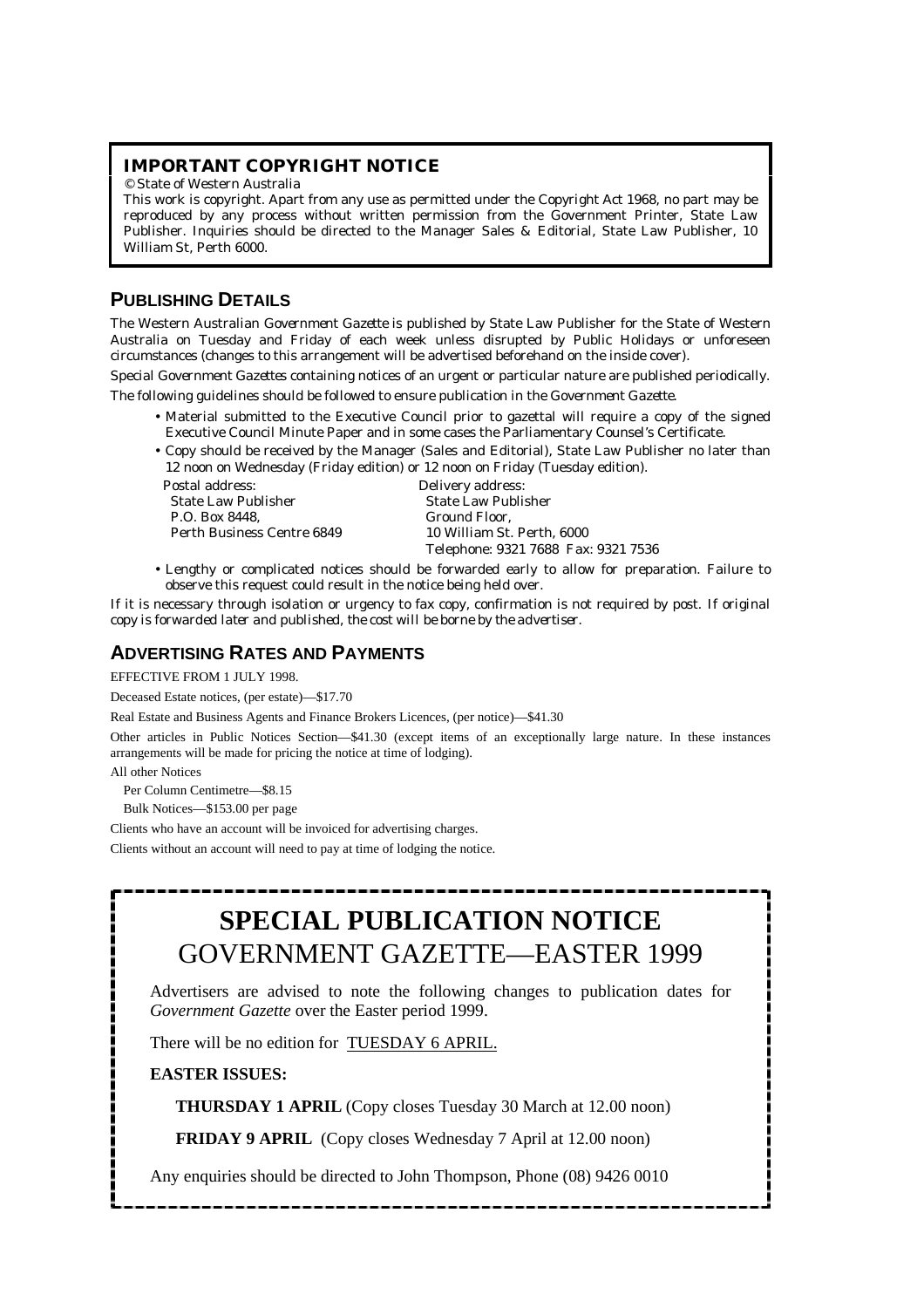## IMPORTANT COPYRIGHT NOTICE

© State of Western Australia

This work is copyright. Apart from any use as permitted under the Copyright Act 1968, no part may be reproduced by any process without written permission from the Government Printer, State Law Publisher. Inquiries should be directed to the Manager Sales & Editorial, State Law Publisher, 10 William St, Perth 6000.

## PUBLISHING DETAILS

The Western Australian *Government Gazette* is published by State Law Publisher for the State of Western Australia on Tuesday and Friday of each week unless disrupted by Public Holidays or unforeseen circumstances (changes to this arrangement will be advertised beforehand on the inside cover).

Special *Government Gazettes* containing notices of an urgent or particular nature are published periodically.

The following guidelines should be followed to ensure publication in the *Government Gazette*.

- Material submitted to the Executive Council prior to gazettal will require a copy of the signed Executive Council Minute Paper and in some cases the Parliamentary Counsel's Certificate.
- Copy should be received by the Manager (Sales and Editorial), State Law Publisher no later than 12 noon on Wednesday (Friday edition) or 12 noon on Friday (Tuesday edition).

| Postal address: | Delivery address: |
|---|---|
| State Law Publisher | State Law Publisher |
| P.O. Box 8448, | Ground Floor, |
| Perth Business Centre 6849 | 10 William St. Perth, 6000 |
| | Telephone: 9321 7688 Fax: 9321 7536 |

- Lengthy or complicated notices should be forwarded early to allow for preparation. Failure to observe this request could result in the notice being held over.

*If it is necessary through isolation or urgency to fax copy, confirmation is not required by post. If original copy is forwarded later and published, the cost will be borne by the advertiser.*

## ADVERTISING RATES AND PAYMENTS

EFFECTIVE FROM 1 JULY 1998.

Deceased Estate notices, (per estate)—$17.70

Real Estate and Business Agents and Finance Brokers Licences, (per notice)—$41.30

Other articles in Public Notices Section—$41.30 (except items of an exceptionally large nature. In these instances arrangements will be made for pricing the notice at time of lodging).

All other Notices

Per Column Centimetre—$8.15

Bulk Notices—$153.00 per page

Clients who have an account will be invoiced for advertising charges.

Clients without an account will need to pay at time of lodging the notice.

# SPECIAL PUBLICATION NOTICE
## GOVERNMENT GAZETTE—EASTER 1999

Advertisers are advised to note the following changes to publication dates for *Government Gazette* over the Easter period 1999.

There will be no edition for TUESDAY 6 APRIL.

**EASTER ISSUES:**

**THURSDAY 1 APRIL** (Copy closes Tuesday 30 March at 12.00 noon)

**FRIDAY 9 APRIL** (Copy closes Wednesday 7 April at 12.00 noon)

Any enquiries should be directed to John Thompson, Phone (08) 9426 0010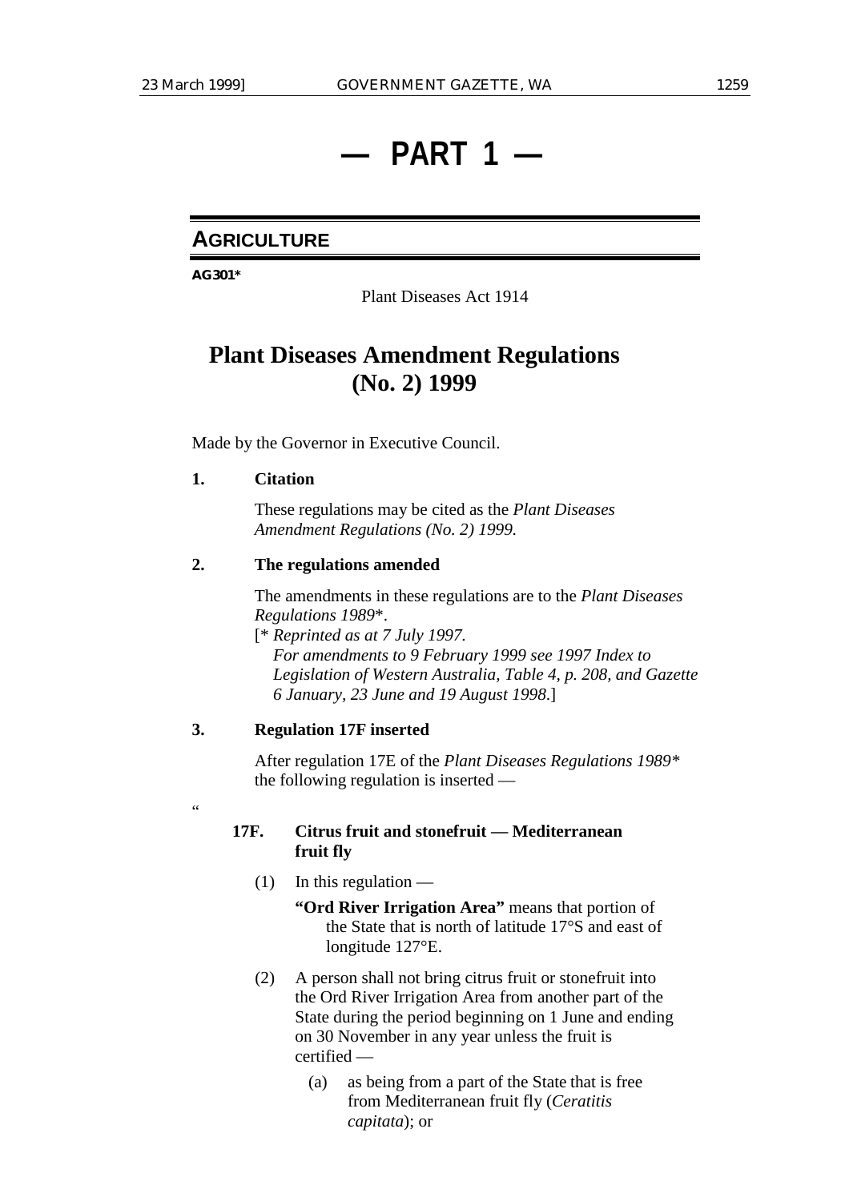# — PART 1 —

## AGRICULTURE

**AG301***

Plant Diseases Act 1914

# Plant Diseases Amendment Regulations (No. 2) 1999

Made by the Governor in Executive Council.

**1. Citation**

These regulations may be cited as the *Plant Diseases Amendment Regulations (No. 2) 1999.*

**2. The regulations amended**

The amendments in these regulations are to the *Plant Diseases Regulations 1989*\*.

[\* *Reprinted as at 7 July 1997.*
*For amendments to 9 February 1999 see 1997 Index to Legislation of Western Australia, Table 4, p. 208, and Gazette 6 January, 23 June and 19 August 1998.*]

**3. Regulation 17F inserted**

After regulation 17E of the *Plant Diseases Regulations 1989\** the following regulation is inserted —

"

**17F. Citrus fruit and stonefruit — Mediterranean fruit fly**

(1) In this regulation —

**"Ord River Irrigation Area"** means that portion of the State that is north of latitude 17°S and east of longitude 127°E.

(2) A person shall not bring citrus fruit or stonefruit into the Ord River Irrigation Area from another part of the State during the period beginning on 1 June and ending on 30 November in any year unless the fruit is certified —

(a) as being from a part of the State that is free from Mediterranean fruit fly (*Ceratitis capitata*); or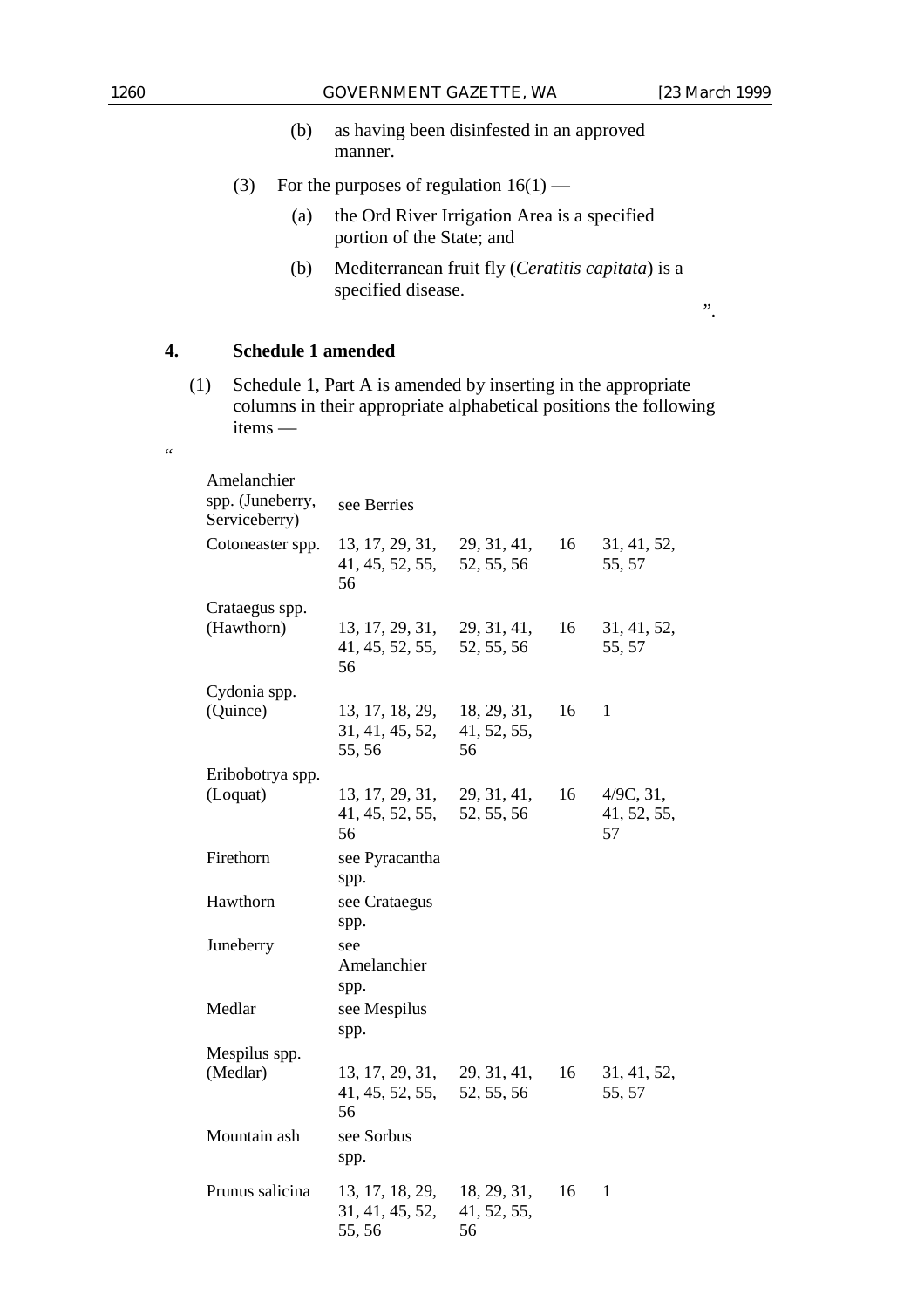(b) as having been disinfested in an approved manner.

(3) For the purposes of regulation 16(1) —

(a) the Ord River Irrigation Area is a specified portion of the State; and

(b) Mediterranean fruit fly (*Ceratitis capitata*) is a specified disease.

".

**4. Schedule 1 amended**

(1) Schedule 1, Part A is amended by inserting in the appropriate columns in their appropriate alphabetical positions the following items —

"

| | | | | |
|---|---|---|---|---|
| Amelanchier spp. (Juneberry, Serviceberry) | see Berries | | | |
| Cotoneaster spp. | 13, 17, 29, 31, 41, 45, 52, 55, 56 | 29, 31, 41, 52, 55, 56 | 16 | 31, 41, 52, 55, 57 |
| Crataegus spp. (Hawthorn) | 13, 17, 29, 31, 41, 45, 52, 55, 56 | 29, 31, 41, 52, 55, 56 | 16 | 31, 41, 52, 55, 57 |
| Cydonia spp. (Quince) | 13, 17, 18, 29, 31, 41, 45, 52, 55, 56 | 18, 29, 31, 41, 52, 55, 56 | 16 | 1 |
| Eribobotrya spp. (Loquat) | 13, 17, 29, 31, 41, 45, 52, 55, 56 | 29, 31, 41, 52, 55, 56 | 16 | 4/9C, 31, 41, 52, 55, 57 |
| Firethorn | see Pyracantha spp. | | | |
| Hawthorn | see Crataegus spp. | | | |
| Juneberry | see Amelanchier spp. | | | |
| Medlar | see Mespilus spp. | | | |
| Mespilus spp. (Medlar) | 13, 17, 29, 31, 41, 45, 52, 55, 56 | 29, 31, 41, 52, 55, 56 | 16 | 31, 41, 52, 55, 57 |
| Mountain ash | see Sorbus spp. | | | |
| Prunus salicina | 13, 17, 18, 29, 31, 41, 45, 52, 55, 56 | 18, 29, 31, 41, 52, 55, 56 | 16 | 1 |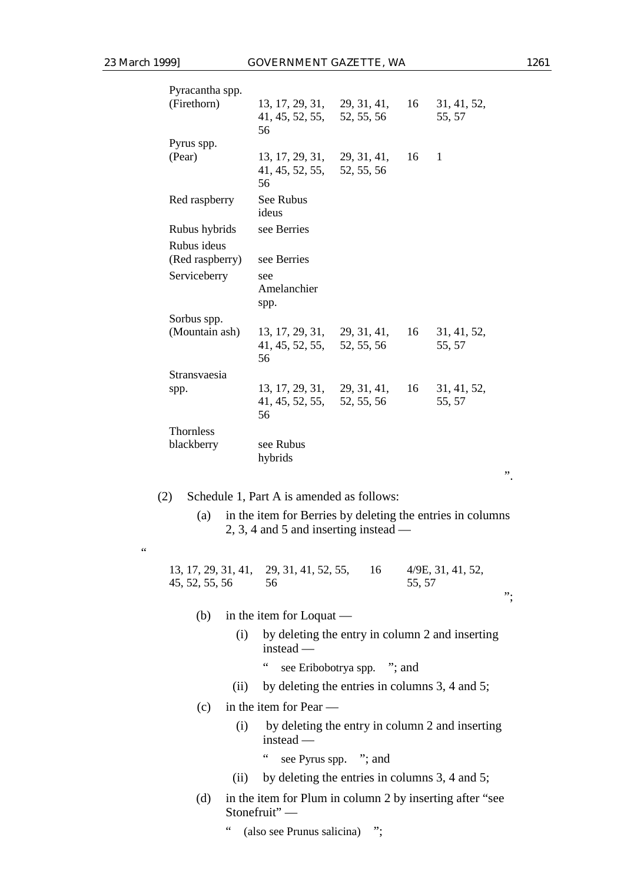| | | | | |
|---|---|---|---|---|
| Pyracantha spp. (Firethorn) | 13, 17, 29, 31, 41, 45, 52, 55, 56 | 29, 31, 41, 52, 55, 56 | 16 | 31, 41, 52, 55, 57 |
| Pyrus spp. (Pear) | 13, 17, 29, 31, 41, 45, 52, 55, 56 | 29, 31, 41, 52, 55, 56 | 16 | 1 |
| Red raspberry | See Rubus ideus | | | |
| Rubus hybrids | see Berries | | | |
| Rubus ideus (Red raspberry) | see Berries | | | |
| Serviceberry | see Amelanchier spp. | | | |
| Sorbus spp. (Mountain ash) | 13, 17, 29, 31, 41, 45, 52, 55, 56 | 29, 31, 41, 52, 55, 56 | 16 | 31, 41, 52, 55, 57 |
| Stransvaesia spp. | 13, 17, 29, 31, 41, 45, 52, 55, 56 | 29, 31, 41, 52, 55, 56 | 16 | 31, 41, 52, 55, 57 |
| Thornless blackberry | see Rubus hybrids | | | |

".

(2) Schedule 1, Part A is amended as follows:

(a) in the item for Berries by deleting the entries in columns 2, 3, 4 and 5 and inserting instead —

"

| | | | |
|---|---|---|---|
| 13, 17, 29, 31, 41, 45, 52, 55, 56 | 29, 31, 41, 52, 55, 56 | 16 | 4/9E, 31, 41, 52, 55, 57 |

";

(b) in the item for Loquat —

(i) by deleting the entry in column 2 and inserting instead —

" see Eribobotrya spp. "; and

(ii) by deleting the entries in columns 3, 4 and 5;

(c) in the item for Pear —

(i) by deleting the entry in column 2 and inserting instead —

" see Pyrus spp. "; and

(ii) by deleting the entries in columns 3, 4 and 5;

(d) in the item for Plum in column 2 by inserting after "see Stonefruit" —

" (also see Prunus salicina) ";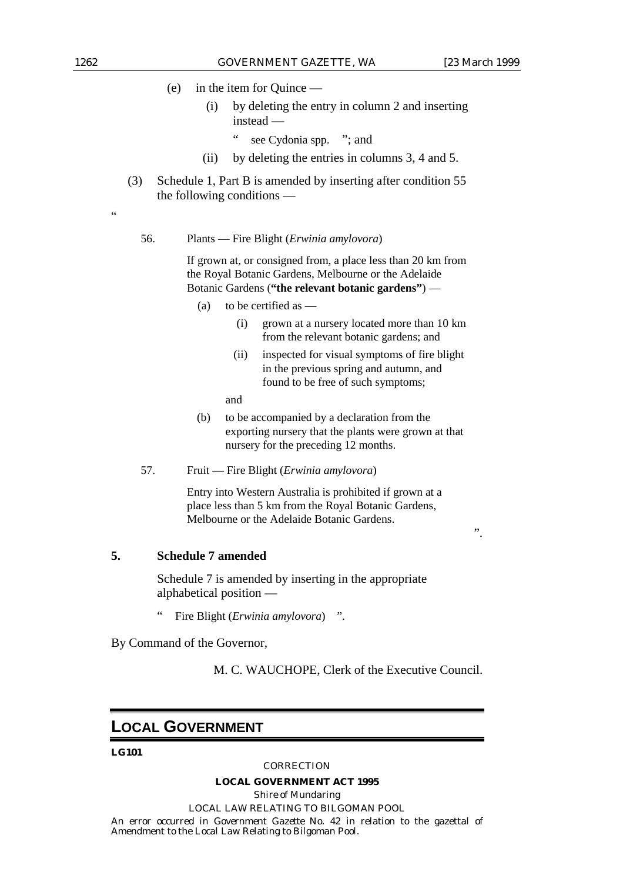(e) in the item for Quince —

(i) by deleting the entry in column 2 and inserting instead —

" see Cydonia spp. "; and

(ii) by deleting the entries in columns 3, 4 and 5.

(3) Schedule 1, Part B is amended by inserting after condition 55 the following conditions —

"

56. Plants — Fire Blight (*Erwinia amylovora*)

If grown at, or consigned from, a place less than 20 km from the Royal Botanic Gardens, Melbourne or the Adelaide Botanic Gardens (**"the relevant botanic gardens"**) —

(a) to be certified as —

(i) grown at a nursery located more than 10 km from the relevant botanic gardens; and

(ii) inspected for visual symptoms of fire blight in the previous spring and autumn, and found to be free of such symptoms;

and

(b) to be accompanied by a declaration from the exporting nursery that the plants were grown at that nursery for the preceding 12 months.

57. Fruit — Fire Blight (*Erwinia amylovora*)

Entry into Western Australia is prohibited if grown at a place less than 5 km from the Royal Botanic Gardens, Melbourne or the Adelaide Botanic Gardens.

".

**5. Schedule 7 amended**

Schedule 7 is amended by inserting in the appropriate alphabetical position —

" Fire Blight (*Erwinia amylovora*) ".

By Command of the Governor,

M. C. WAUCHOPE, Clerk of the Executive Council.

## LOCAL GOVERNMENT

**LG101**

CORRECTION

**LOCAL GOVERNMENT ACT 1995**

*Shire of Mundaring*

LOCAL LAW RELATING TO BILGOMAN POOL

An error occurred in *Government Gazette* No. 42 in relation to the gazettal of Amendment to the Local Law Relating to Bilgoman Pool.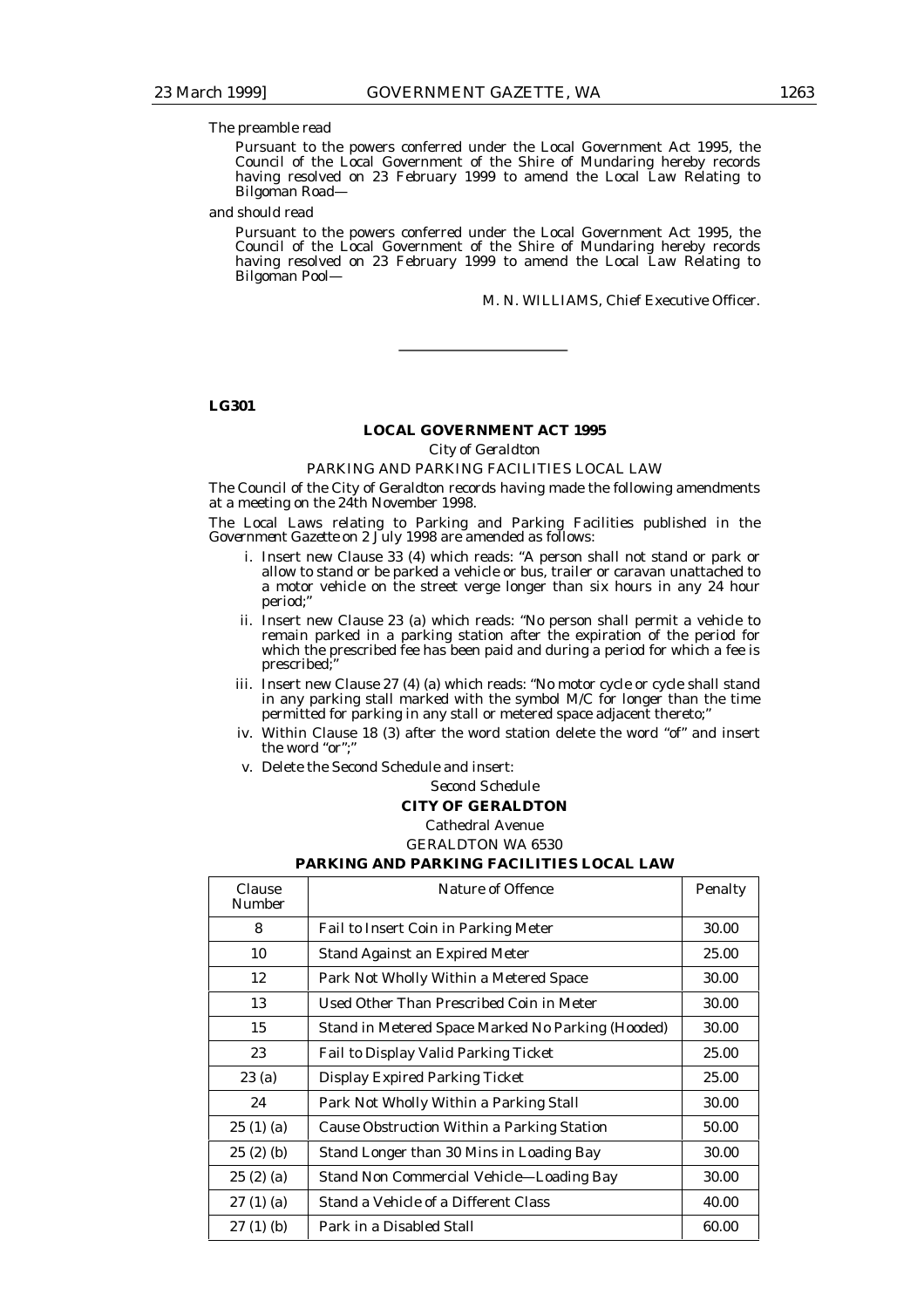The preamble read

> Pursuant to the powers conferred under the Local Government Act 1995, the Council of the Local Government of the Shire of Mundaring hereby records having resolved on 23 February 1999 to amend the Local Law Relating to Bilgoman Road—

and should read

> Pursuant to the powers conferred under the Local Government Act 1995, the Council of the Local Government of the Shire of Mundaring hereby records having resolved on 23 February 1999 to amend the Local Law Relating to Bilgoman Pool—

M. N. WILLIAMS, Chief Executive Officer.

---

**LG301**

## LOCAL GOVERNMENT ACT 1995

*City of Geraldton*

PARKING AND PARKING FACILITIES LOCAL LAW

The Council of the City of Geraldton records having made the following amendments at a meeting on the 24th November 1998.

The Local Laws relating to Parking and Parking Facilities published in the *Government Gazette* on 2 July 1998 are amended as follows:

i. Insert new Clause 33 (4) which reads: "A person shall not stand or park or allow to stand or be parked a vehicle or bus, trailer or caravan unattached to a motor vehicle on the street verge longer than six hours in any 24 hour period;"

ii. Insert new Clause 23 (a) which reads: "No person shall permit a vehicle to remain parked in a parking station after the expiration of the period for which the prescribed fee has been paid and during a period for which a fee is prescribed;"

iii. Insert new Clause 27 (4) (a) which reads: "No motor cycle or cycle shall stand in any parking stall marked with the symbol M/C for longer than the time permitted for parking in any stall or metered space adjacent thereto;"

iv. Within Clause 18 (3) after the word station delete the word "of" and insert the word "or";"

v. Delete the Second Schedule and insert:

*Second Schedule*

**CITY OF GERALDTON**

Cathedral Avenue

GERALDTON WA 6530

**PARKING AND PARKING FACILITIES LOCAL LAW**

| Clause Number | Nature of Offence | Penalty |
|---|---|---|
| 8 | Fail to Insert Coin in Parking Meter | 30.00 |
| 10 | Stand Against an Expired Meter | 25.00 |
| 12 | Park Not Wholly Within a Metered Space | 30.00 |
| 13 | Used Other Than Prescribed Coin in Meter | 30.00 |
| 15 | Stand in Metered Space Marked No Parking (Hooded) | 30.00 |
| 23 | Fail to Display Valid Parking Ticket | 25.00 |
| 23 (a) | Display Expired Parking Ticket | 25.00 |
| 24 | Park Not Wholly Within a Parking Stall | 30.00 |
| 25 (1) (a) | Cause Obstruction Within a Parking Station | 50.00 |
| 25 (2) (b) | Stand Longer than 30 Mins in Loading Bay | 30.00 |
| 25 (2) (a) | Stand Non Commercial Vehicle—Loading Bay | 30.00 |
| 27 (1) (a) | Stand a Vehicle of a Different Class | 40.00 |
| 27 (1) (b) | Park in a Disabled Stall | 60.00 |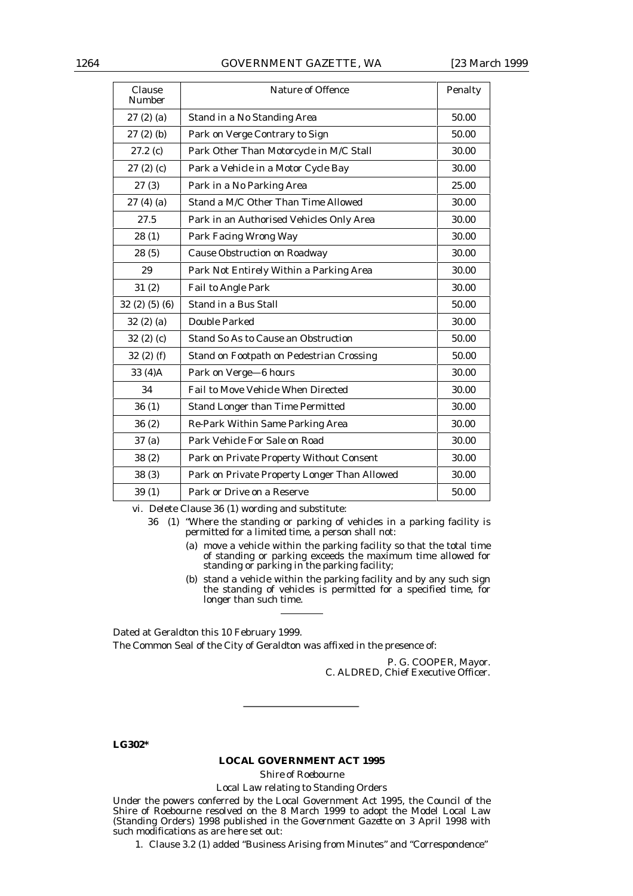| Clause Number | Nature of Offence | Penalty |
| --- | --- | --- |
| 27 (2) (a) | Stand in a No Standing Area | 50.00 |
| 27 (2) (b) | Park on Verge Contrary to Sign | 50.00 |
| 27.2 (c) | Park Other Than Motorcycle in M/C Stall | 30.00 |
| 27 (2) (c) | Park a Vehicle in a Motor Cycle Bay | 30.00 |
| 27 (3) | Park in a No Parking Area | 25.00 |
| 27 (4) (a) | Stand a M/C Other Than Time Allowed | 30.00 |
| 27.5 | Park in an Authorised Vehicles Only Area | 30.00 |
| 28 (1) | Park Facing Wrong Way | 30.00 |
| 28 (5) | Cause Obstruction on Roadway | 30.00 |
| 29 | Park Not Entirely Within a Parking Area | 30.00 |
| 31 (2) | Fail to Angle Park | 30.00 |
| 32 (2) (5) (6) | Stand in a Bus Stall | 50.00 |
| 32 (2) (a) | Double Parked | 30.00 |
| 32 (2) (c) | Stand So As to Cause an Obstruction | 50.00 |
| 32 (2) (f) | Stand on Footpath on Pedestrian Crossing | 50.00 |
| 33 (4)A | Park on Verge—6 hours | 30.00 |
| 34 | Fail to Move Vehicle When Directed | 30.00 |
| 36 (1) | Stand Longer than Time Permitted | 30.00 |
| 36 (2) | Re-Park Within Same Parking Area | 30.00 |
| 37 (a) | Park Vehicle For Sale on Road | 30.00 |
| 38 (2) | Park on Private Property Without Consent | 30.00 |
| 38 (3) | Park on Private Property Longer Than Allowed | 30.00 |
| 39 (1) | Park or Drive on a Reserve | 50.00 |

vi. Delete Clause 36 (1) wording and substitute:

36 (1) "Where the standing or parking of vehicles in a parking facility is permitted for a limited time, a person shall not:

(a) move a vehicle within the parking facility so that the total time of standing or parking exceeds the maximum time allowed for standing or parking in the parking facility;

(b) stand a vehicle within the parking facility and by any such sign the standing of vehicles is permitted for a specified time, for longer than such time.

---

Dated at Geraldton this 10 February 1999.

The Common Seal of the City of Geraldton was affixed in the presence of:

P. G. COOPER, Mayor.
C. ALDRED, Chief Executive Officer.

---

**LG302***

## LOCAL GOVERNMENT ACT 1995

*Shire of Roebourne*

Local Law relating to Standing Orders

Under the powers conferred by the Local Government Act 1995, the Council of the Shire of Roebourne resolved on the 8 March 1999 to adopt the Model Local Law (Standing Orders) 1998 published in the *Government Gazette* on 3 April 1998 with such modifications as are here set out:

1. Clause 3.2 (1) added "Business Arising from Minutes" and "Correspondence"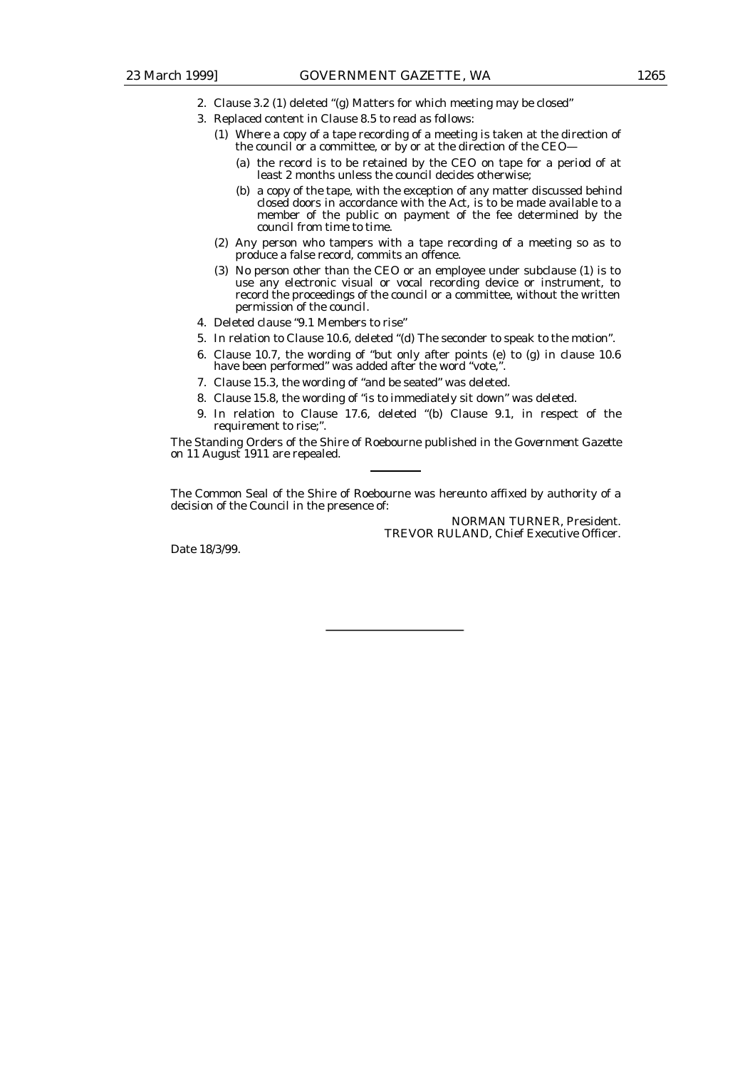2. Clause 3.2 (1) deleted "(g) Matters for which meeting may be closed"
3. Replaced content in Clause 8.5 to read as follows:
   (1) Where a copy of a tape recording of a meeting is taken at the direction of the council or a committee, or by or at the direction of the CEO—
      (a) the record is to be retained by the CEO on tape for a period of at least 2 months unless the council decides otherwise;
      (b) a copy of the tape, with the exception of any matter discussed behind closed doors in accordance with the Act, is to be made available to a member of the public on payment of the fee determined by the council from time to time.
   (2) Any person who tampers with a tape recording of a meeting so as to produce a false record, commits an offence.
   (3) No person other than the CEO or an employee under subclause (1) is to use any electronic visual or vocal recording device or instrument, to record the proceedings of the council or a committee, without the written permission of the council.
4. Deleted clause "9.1 Members to rise"
5. In relation to Clause 10.6, deleted "(d) The seconder to speak to the motion".
6. Clause 10.7, the wording of "but only after points (e) to (g) in clause 10.6 have been performed" was added after the word "vote,".
7. Clause 15.3, the wording of "and be seated" was deleted.
8. Clause 15.8, the wording of "is to immediately sit down" was deleted.
9. In relation to Clause 17.6, deleted "(b) Clause 9.1, in respect of the requirement to rise;".

The Standing Orders of the Shire of Roebourne published in the *Government Gazette* on 11 August 1911 are repealed.

---

The Common Seal of the Shire of Roebourne was hereunto affixed by authority of a decision of the Council in the presence of:

NORMAN TURNER, President.
TREVOR RULAND, Chief Executive Officer.

Date 18/3/99.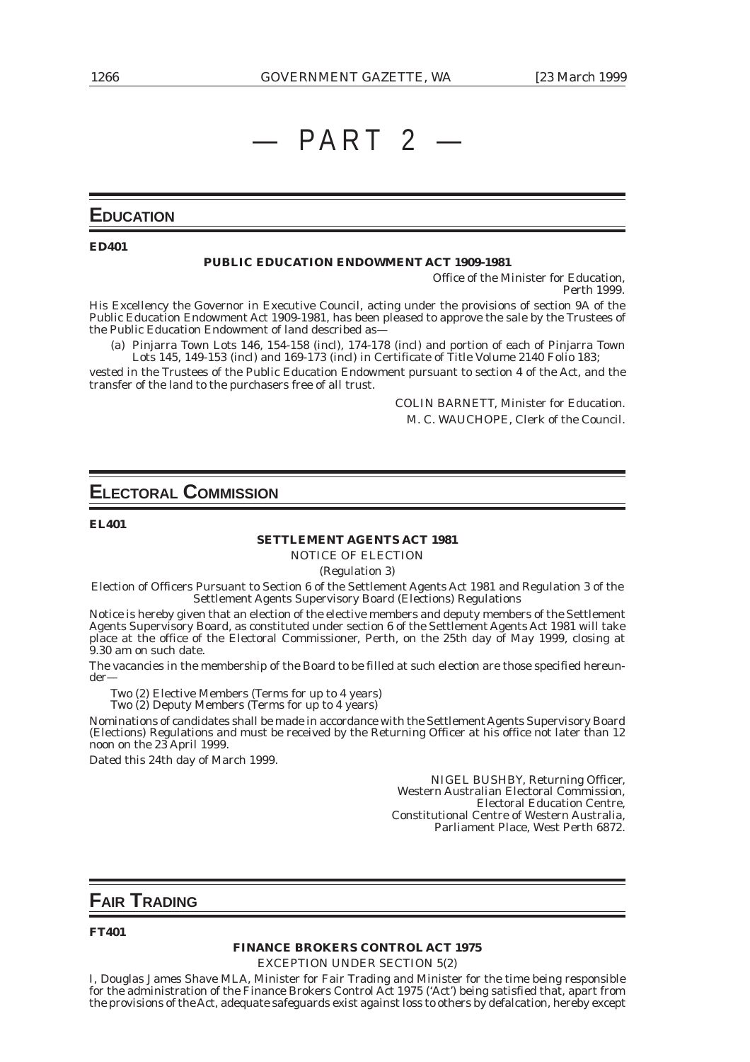# — PART 2 —

## EDUCATION

**ED401**

**PUBLIC EDUCATION ENDOWMENT ACT 1909-1981**

Office of the Minister for Education,
Perth 1999.

His Excellency the Governor in Executive Council, acting under the provisions of section 9A of the Public Education Endowment Act 1909-1981, has been pleased to approve the sale by the Trustees of the Public Education Endowment of land described as—

(a) Pinjarra Town Lots 146, 154-158 (incl), 174-178 (incl) and portion of each of Pinjarra Town Lots 145, 149-153 (incl) and 169-173 (incl) in Certificate of Title Volume 2140 Folio 183;

vested in the Trustees of the Public Education Endowment pursuant to section 4 of the Act, and the transfer of the land to the purchasers free of all trust.

COLIN BARNETT, Minister for Education.
M. C. WAUCHOPE, Clerk of the Council.

## ELECTORAL COMMISSION

**EL401**

**SETTLEMENT AGENTS ACT 1981**

NOTICE OF ELECTION

(Regulation 3)

Election of Officers Pursuant to Section 6 of the Settlement Agents Act 1981 and Regulation 3 of the Settlement Agents Supervisory Board (Elections) Regulations

Notice is hereby given that an election of the elective members and deputy members of the Settlement Agents Supervisory Board, as constituted under section 6 of the Settlement Agents Act 1981 will take place at the office of the Electoral Commissioner, Perth, on the 25th day of May 1999, closing at 9.30 am on such date.

The vacancies in the membership of the Board to be filled at such election are those specified hereunder—

Two (2) Elective Members (Terms for up to 4 years)
Two (2) Deputy Members (Terms for up to 4 years)

Nominations of candidates shall be made in accordance with the Settlement Agents Supervisory Board (Elections) Regulations and must be received by the Returning Officer at his office not later than 12 noon on the 23 April 1999.

Dated this 24th day of March 1999.

NIGEL BUSHBY, Returning Officer,
Western Australian Electoral Commission,
Electoral Education Centre,
Constitutional Centre of Western Australia,
Parliament Place, West Perth 6872.

## FAIR TRADING

**FT401**

**FINANCE BROKERS CONTROL ACT 1975**

EXCEPTION UNDER SECTION 5(2)

I, Douglas James Shave MLA, Minister for Fair Trading and Minister for the time being responsible for the administration of the Finance Brokers Control Act 1975 ('Act') being satisfied that, apart from the provisions of the Act, adequate safeguards exist against loss to others by defalcation, hereby except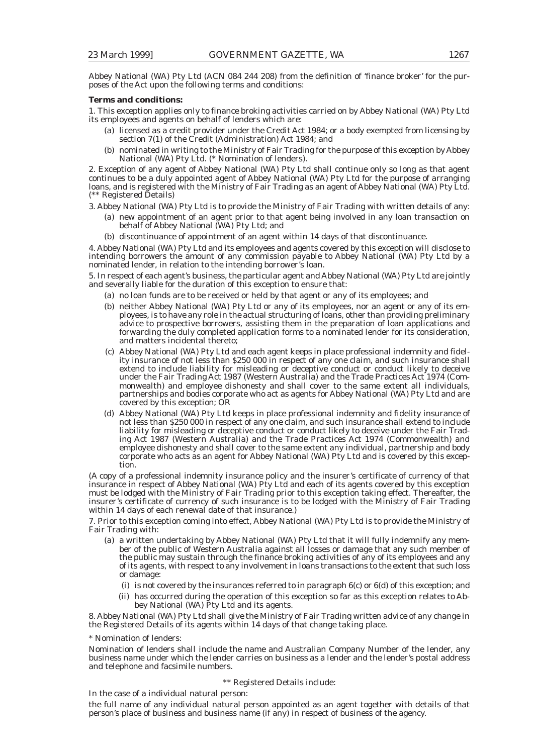Abbey National (WA) Pty Ltd (ACN 084 244 208) from the definition of 'finance broker' for the purposes of the Act upon the following terms and conditions:

**Terms and conditions:**

1. This exception applies only to finance broking activities carried on by Abbey National (WA) Pty Ltd its employees and agents on behalf of lenders which are:

   (a) licensed as a credit provider under the Credit Act 1984; or a body exempted from licensing by section 7(1) of the Credit (Administration) Act 1984; and

   (b) nominated in writing to the Ministry of Fair Trading for the purpose of this exception by Abbey National (WA) Pty Ltd. (* Nomination of lenders).

2. Exception of any agent of Abbey National (WA) Pty Ltd shall continue only so long as that agent continues to be a duly appointed agent of Abbey National (WA) Pty Ltd for the purpose of arranging loans, and is registered with the Ministry of Fair Trading as an agent of Abbey National (WA) Pty Ltd. (** Registered Details)

3. Abbey National (WA) Pty Ltd is to provide the Ministry of Fair Trading with written details of any:

   (a) new appointment of an agent prior to that agent being involved in any loan transaction on behalf of Abbey National (WA) Pty Ltd; and

   (b) discontinuance of appointment of an agent within 14 days of that discontinuance.

4. Abbey National (WA) Pty Ltd and its employees and agents covered by this exception will disclose to intending borrowers the amount of any commission payable to Abbey National (WA) Pty Ltd by a nominated lender, in relation to the intending borrower's loan.

5. In respect of each agent's business, the particular agent and Abbey National (WA) Pty Ltd are jointly and severally liable for the duration of this exception to ensure that:

   (a) no loan funds are to be received or held by that agent or any of its employees; and

   (b) neither Abbey National (WA) Pty Ltd or any of its employees, nor an agent or any of its employees, is to have any role in the actual structuring of loans, other than providing preliminary advice to prospective borrowers, assisting them in the preparation of loan applications and forwarding the duly completed application forms to a nominated lender for its consideration, and matters incidental thereto;

   (c) Abbey National (WA) Pty Ltd and each agent keeps in place professional indemnity and fidelity insurance of not less than $250 000 in respect of any one claim, and such insurance shall extend to include liability for misleading or deceptive conduct or conduct likely to deceive under the Fair Trading Act 1987 (Western Australia) and the Trade Practices Act 1974 (Commonwealth) and employee dishonesty and shall cover to the same extent all individuals, partnerships and bodies corporate who act as agents for Abbey National (WA) Pty Ltd and are covered by this exception; OR

   (d) Abbey National (WA) Pty Ltd keeps in place professional indemnity and fidelity insurance of not less than $250 000 in respect of any one claim, and such insurance shall extend to include liability for misleading or deceptive conduct or conduct likely to deceive under the Fair Trading Act 1987 (Western Australia) and the Trade Practices Act 1974 (Commonwealth) and employee dishonesty and shall cover to the same extent any individual, partnership and body corporate who acts as an agent for Abbey National (WA) Pty Ltd and is covered by this exception.

(A copy of a professional indemnity insurance policy and the insurer's certificate of currency of that insurance in respect of Abbey National (WA) Pty Ltd and each of its agents covered by this exception must be lodged with the Ministry of Fair Trading prior to this exception taking effect. Thereafter, the insurer's certificate of currency of such insurance is to be lodged with the Ministry of Fair Trading within 14 days of each renewal date of that insurance.)

7. Prior to this exception coming into effect, Abbey National (WA) Pty Ltd is to provide the Ministry of Fair Trading with:

   (a) a written undertaking by Abbey National (WA) Pty Ltd that it will fully indemnify any member of the public of Western Australia against all losses or damage that any such member of the public may sustain through the finance broking activities of any of its employees and any of its agents, with respect to any involvement in loans transactions to the extent that such loss or damage:

      (i) is not covered by the insurances referred to in paragraph 6(c) or 6(d) of this exception; and

      (ii) has occurred during the operation of this exception so far as this exception relates to Abbey National (WA) Pty Ltd and its agents.

8. Abbey National (WA) Pty Ltd shall give the Ministry of Fair Trading written advice of any change in the Registered Details of its agents within 14 days of that change taking place.

\* Nomination of lenders:

Nomination of lenders shall include the name and Australian Company Number of the lender, any business name under which the lender carries on business as a lender and the lender's postal address and telephone and facsimile numbers.

\*\* Registered Details include:

In the case of a individual natural person:

the full name of any individual natural person appointed as an agent together with details of that person's place of business and business name (if any) in respect of business of the agency.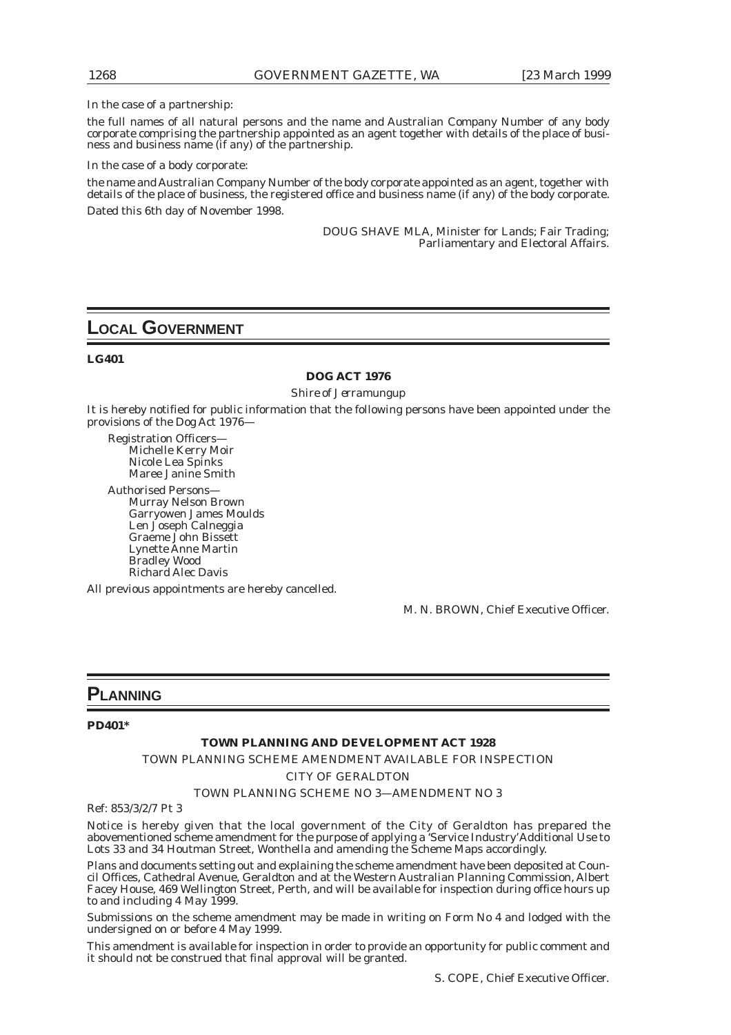In the case of a partnership:

the full names of all natural persons and the name and Australian Company Number of any body corporate comprising the partnership appointed as an agent together with details of the place of business and business name (if any) of the partnership.

In the case of a body corporate:

the name and Australian Company Number of the body corporate appointed as an agent, together with details of the place of business, the registered office and business name (if any) of the body corporate.

Dated this 6th day of November 1998.

DOUG SHAVE MLA, Minister for Lands; Fair Trading; Parliamentary and Electoral Affairs.

# LOCAL GOVERNMENT

**LG401**

**DOG ACT 1976**

*Shire of Jerramungup*

It is hereby notified for public information that the following persons have been appointed under the provisions of the *Dog Act 1976*—

Registration Officers—
- Michelle Kerry Moir
- Nicole Lea Spinks
- Maree Janine Smith

Authorised Persons—
- Murray Nelson Brown
- Garryowen James Moulds
- Len Joseph Calneggia
- Graeme John Bissett
- Lynette Anne Martin
- Bradley Wood
- Richard Alec Davis

All previous appointments are hereby cancelled.

M. N. BROWN, Chief Executive Officer.

# PLANNING

**PD401***

**TOWN PLANNING AND DEVELOPMENT ACT 1928**

TOWN PLANNING SCHEME AMENDMENT AVAILABLE FOR INSPECTION

CITY OF GERALDTON

TOWN PLANNING SCHEME NO 3—AMENDMENT NO 3

Ref: 853/3/2/7 Pt 3

Notice is hereby given that the local government of the City of Geraldton has prepared the abovementioned scheme amendment for the purpose of applying a 'Service Industry' Additional Use to Lots 33 and 34 Houtman Street, Wonthella and amending the Scheme Maps accordingly.

Plans and documents setting out and explaining the scheme amendment have been deposited at Council Offices, Cathedral Avenue, Geraldton and at the Western Australian Planning Commission, Albert Facey House, 469 Wellington Street, Perth, and will be available for inspection during office hours up to and including 4 May 1999.

Submissions on the scheme amendment may be made in writing on Form No 4 and lodged with the undersigned on or before 4 May 1999.

This amendment is available for inspection in order to provide an opportunity for public comment and it should not be construed that final approval will be granted.

S. COPE, Chief Executive Officer.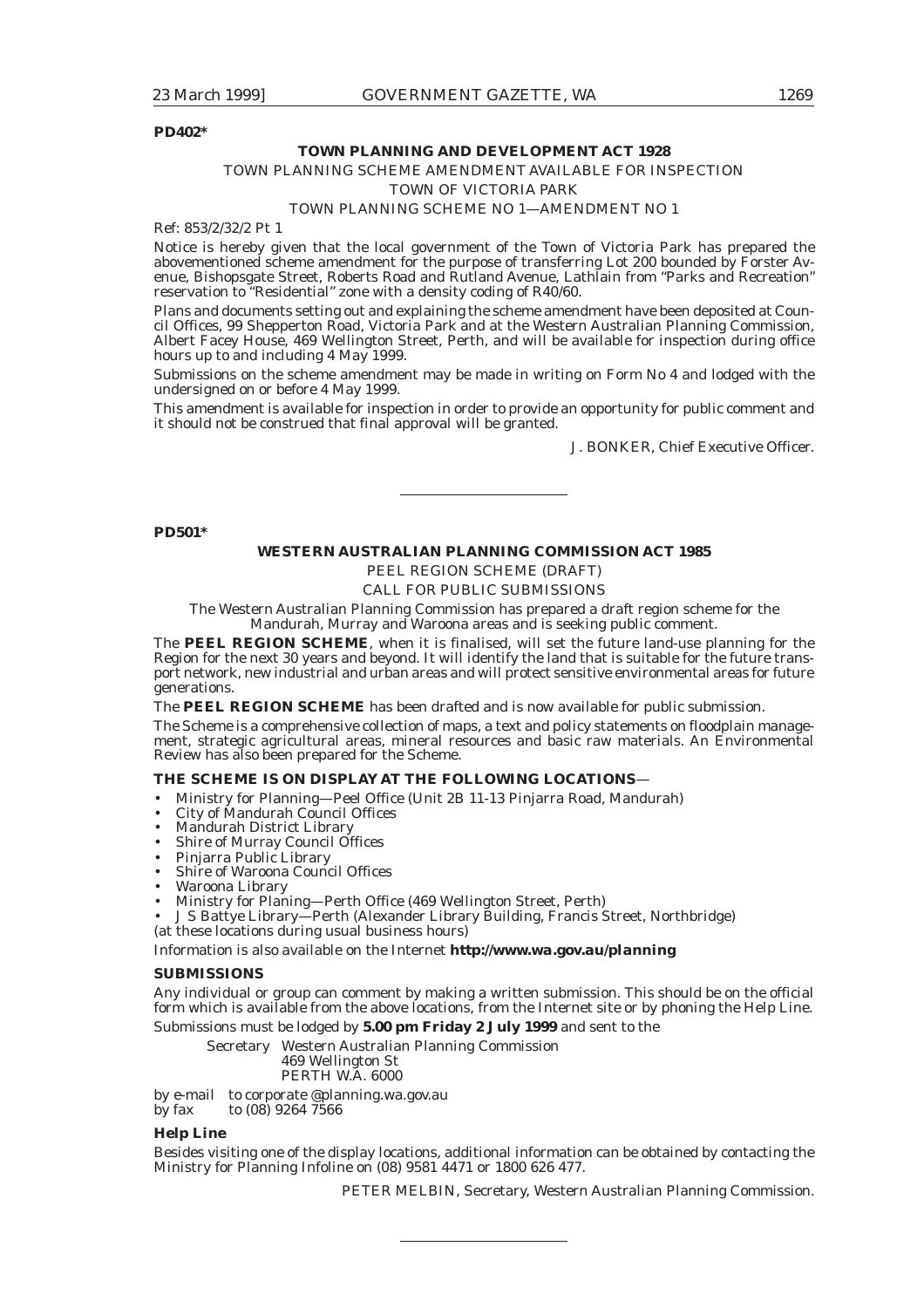**PD402***

**TOWN PLANNING AND DEVELOPMENT ACT 1928**

TOWN PLANNING SCHEME AMENDMENT AVAILABLE FOR INSPECTION

TOWN OF VICTORIA PARK

TOWN PLANNING SCHEME NO 1—AMENDMENT NO 1

Ref: 853/2/32/2 Pt 1

Notice is hereby given that the local government of the Town of Victoria Park has prepared the abovementioned scheme amendment for the purpose of transferring Lot 200 bounded by Forster Avenue, Bishopsgate Street, Roberts Road and Rutland Avenue, Lathlain from "Parks and Recreation" reservation to "Residential" zone with a density coding of R40/60.

Plans and documents setting out and explaining the scheme amendment have been deposited at Council Offices, 99 Shepperton Road, Victoria Park and at the Western Australian Planning Commission, Albert Facey House, 469 Wellington Street, Perth, and will be available for inspection during office hours up to and including 4 May 1999.

Submissions on the scheme amendment may be made in writing on Form No 4 and lodged with the undersigned on or before 4 May 1999.

This amendment is available for inspection in order to provide an opportunity for public comment and it should not be construed that final approval will be granted.

J. BONKER, Chief Executive Officer.

---

**PD501***

**WESTERN AUSTRALIAN PLANNING COMMISSION ACT 1985**

PEEL REGION SCHEME (DRAFT)

CALL FOR PUBLIC SUBMISSIONS

The Western Australian Planning Commission has prepared a draft region scheme for the Mandurah, Murray and Waroona areas and is seeking public comment.

The **PEEL REGION SCHEME**, when it is finalised, will set the future land-use planning for the Region for the next 30 years and beyond. It will identify the land that is suitable for the future transport network, new industrial and urban areas and will protect sensitive environmental areas for future generations.

The **PEEL REGION SCHEME** has been drafted and is now available for public submission.

The Scheme is a comprehensive collection of maps, a text and policy statements on floodplain management, strategic agricultural areas, mineral resources and basic raw materials. An Environmental Review has also been prepared for the Scheme.

**THE SCHEME IS ON DISPLAY AT THE FOLLOWING LOCATIONS**—

- Ministry for Planning—Peel Office (Unit 2B 11-13 Pinjarra Road, Mandurah)
- City of Mandurah Council Offices
- Mandurah District Library
- Shire of Murray Council Offices
- Pinjarra Public Library
- Shire of Waroona Council Offices
- Waroona Library
- Ministry for Planing—Perth Office (469 Wellington Street, Perth)
- J S Battye Library—Perth (Alexander Library Building, Francis Street, Northbridge)

(at these locations during usual business hours)

Information is also available on the Internet **http://www.wa.gov.au/planning**

**SUBMISSIONS**

Any individual or group can comment by making a written submission. This should be on the official form which is available from the above locations, from the Internet site or by phoning the Help Line.

Submissions must be lodged by **5.00 pm Friday 2 July 1999** and sent to the

Secretary Western Australian Planning Commission
469 Wellington St
PERTH W.A. 6000

by e-mail to corporate @planning.wa.gov.au
by fax to (08) 9264 7566

**Help Line**

Besides visiting one of the display locations, additional information can be obtained by contacting the Ministry for Planning Infoline on (08) 9581 4471 or 1800 626 477.

PETER MELBIN, Secretary, Western Australian Planning Commission.

---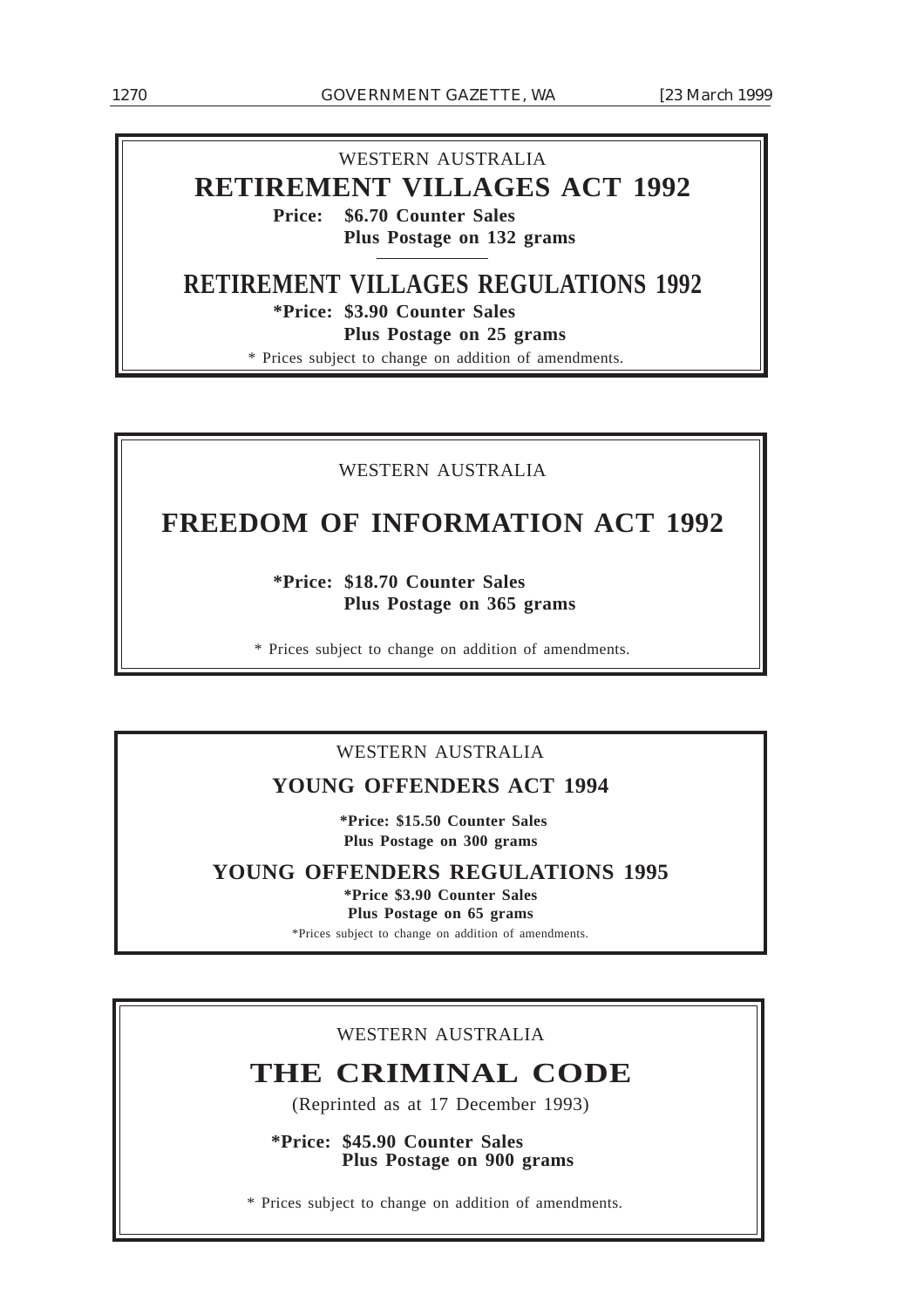WESTERN AUSTRALIA

# RETIREMENT VILLAGES ACT 1992

**Price: $6.70 Counter Sales**
**Plus Postage on 132 grams**

---

# RETIREMENT VILLAGES REGULATIONS 1992

**\*Price: $3.90 Counter Sales**
**Plus Postage on 25 grams**

\* Prices subject to change on addition of amendments.

---

WESTERN AUSTRALIA

# FREEDOM OF INFORMATION ACT 1992

**\*Price: $18.70 Counter Sales**
**Plus Postage on 365 grams**

\* Prices subject to change on addition of amendments.

---

WESTERN AUSTRALIA

# YOUNG OFFENDERS ACT 1994

**\*Price: $15.50 Counter Sales**
**Plus Postage on 300 grams**

# YOUNG OFFENDERS REGULATIONS 1995

**\*Price $3.90 Counter Sales**
**Plus Postage on 65 grams**

\*Prices subject to change on addition of amendments.

---

WESTERN AUSTRALIA

# THE CRIMINAL CODE

(Reprinted as at 17 December 1993)

**\*Price: $45.90 Counter Sales**
**Plus Postage on 900 grams**

\* Prices subject to change on addition of amendments.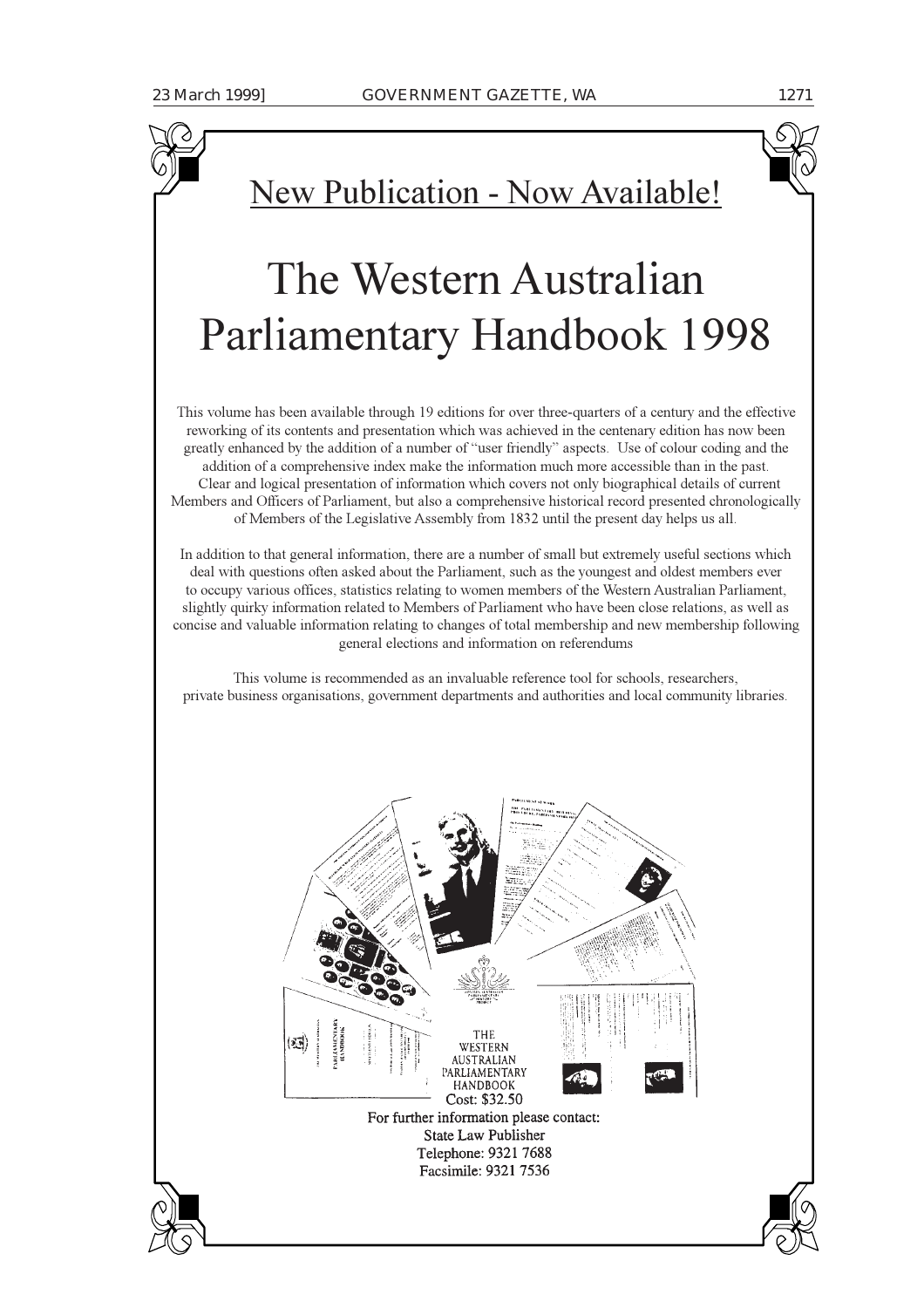## New Publication - Now Available!

# The Western Australian Parliamentary Handbook 1998

This volume has been available through 19 editions for over three-quarters of a century and the effective reworking of its contents and presentation which was achieved in the centenary edition has now been greatly enhanced by the addition of a number of "user friendly" aspects. Use of colour coding and the addition of a comprehensive index make the information much more accessible than in the past. Clear and logical presentation of information which covers not only biographical details of current Members and Officers of Parliament, but also a comprehensive historical record presented chronologically of Members of the Legislative Assembly from 1832 until the present day helps us all.

In addition to that general information, there are a number of small but extremely useful sections which deal with questions often asked about the Parliament, such as the youngest and oldest members ever to occupy various offices, statistics relating to women members of the Western Australian Parliament, slightly quirky information related to Members of Parliament who have been close relations, as well as concise and valuable information relating to changes of total membership and new membership following general elections and information on referendums

This volume is recommended as an invaluable reference tool for schools, researchers, private business organisations, government departments and authorities and local community libraries.

THE WESTERN AUSTRALIAN PARLIAMENTARY HANDBOOK

Cost: $32.50

For further information please contact:
State Law Publisher
Telephone: 9321 7688
Facsimile: 9321 7536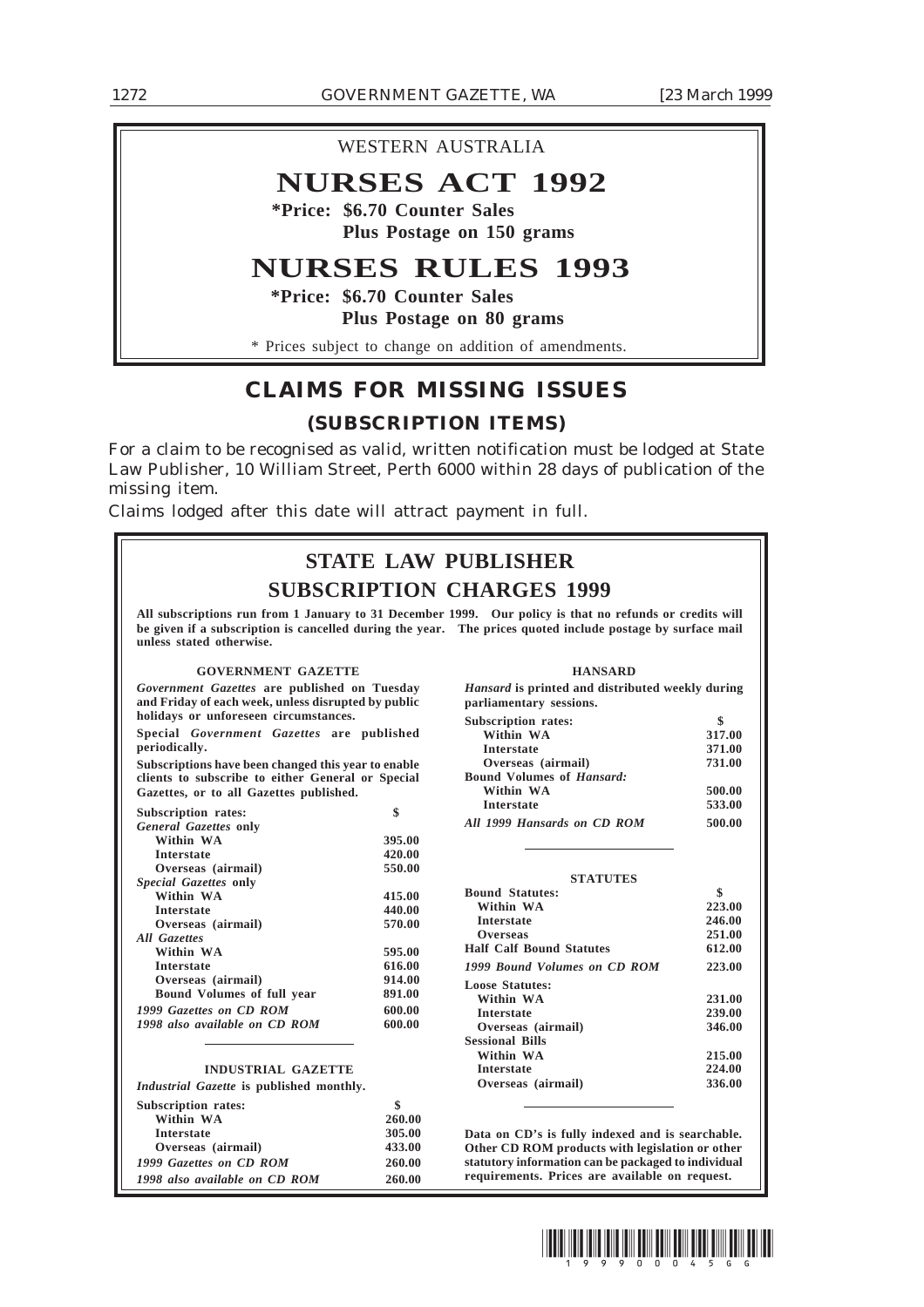WESTERN AUSTRALIA

# NURSES ACT 1992

**\*Price: $6.70 Counter Sales**
**Plus Postage on 150 grams**

# NURSES RULES 1993

**\*Price: $6.70 Counter Sales**
**Plus Postage on 80 grams**

\* Prices subject to change on addition of amendments.

## CLAIMS FOR MISSING ISSUES

### (SUBSCRIPTION ITEMS)

For a claim to be recognised as valid, written notification must be lodged at State Law Publisher, 10 William Street, Perth 6000 within 28 days of publication of the missing item.

Claims lodged after this date will attract payment in full.

## STATE LAW PUBLISHER
## SUBSCRIPTION CHARGES 1999

**All subscriptions run from 1 January to 31 December 1999. Our policy is that no refunds or credits will be given if a subscription is cancelled during the year. The prices quoted include postage by surface mail unless stated otherwise.**

### GOVERNMENT GAZETTE

***Government Gazettes* are published on Tuesday and Friday of each week, unless disrupted by public holidays or unforeseen circumstances.**

**Special *Government Gazettes* are published periodically.**

**Subscriptions have been changed this year to enable clients to subscribe to either General or Special Gazettes, or to all Gazettes published.**

| | |
|---|---|
| **Subscription rates:** | **$** |
| ***General Gazettes* only** | |
| **Within WA** | **395.00** |
| **Interstate** | **420.00** |
| **Overseas (airmail)** | **550.00** |
| ***Special Gazettes* only** | |
| **Within WA** | **415.00** |
| **Interstate** | **440.00** |
| **Overseas (airmail)** | **570.00** |
| ***All Gazettes*** | |
| **Within WA** | **595.00** |
| **Interstate** | **616.00** |
| **Overseas (airmail)** | **914.00** |
| **Bound Volumes of full year** | **891.00** |
| ***1999 Gazettes on CD ROM*** | **600.00** |
| ***1998 also available on CD ROM*** | **600.00** |

### INDUSTRIAL GAZETTE

***Industrial Gazette* is published monthly.**

| | |
|---|---|
| **Subscription rates:** | **$** |
| **Within WA** | **260.00** |
| **Interstate** | **305.00** |
| **Overseas (airmail)** | **433.00** |
| ***1999 Gazettes on CD ROM*** | **260.00** |
| ***1998 also available on CD ROM*** | **260.00** |

### HANSARD

***Hansard* is printed and distributed weekly during parliamentary sessions.**

| | |
|---|---|
| **Subscription rates:** | **$** |
| **Within WA** | **317.00** |
| **Interstate** | **371.00** |
| **Overseas (airmail)** | **731.00** |
| **Bound Volumes of *Hansard:*** | |
| **Within WA** | **500.00** |
| **Interstate** | **533.00** |
| ***All 1999 Hansards on CD ROM*** | **500.00** |

### STATUTES

| | |
|---|---|
| **Bound Statutes:** | **$** |
| **Within WA** | **223.00** |
| **Interstate** | **246.00** |
| **Overseas** | **251.00** |
| **Half Calf Bound Statutes** | **612.00** |
| ***1999 Bound Volumes on CD ROM*** | **223.00** |
| **Loose Statutes:** | |
| **Within WA** | **231.00** |
| **Interstate** | **239.00** |
| **Overseas (airmail)** | **346.00** |
| **Sessional Bills** | |
| **Within WA** | **215.00** |
| **Interstate** | **224.00** |
| **Overseas (airmail)** | **336.00** |

**Data on CD's is fully indexed and is searchable. Other CD ROM products with legislation or other statutory information can be packaged to individual requirements. Prices are available on request.**

1 9 9 9 0 0 0 4 5 G G